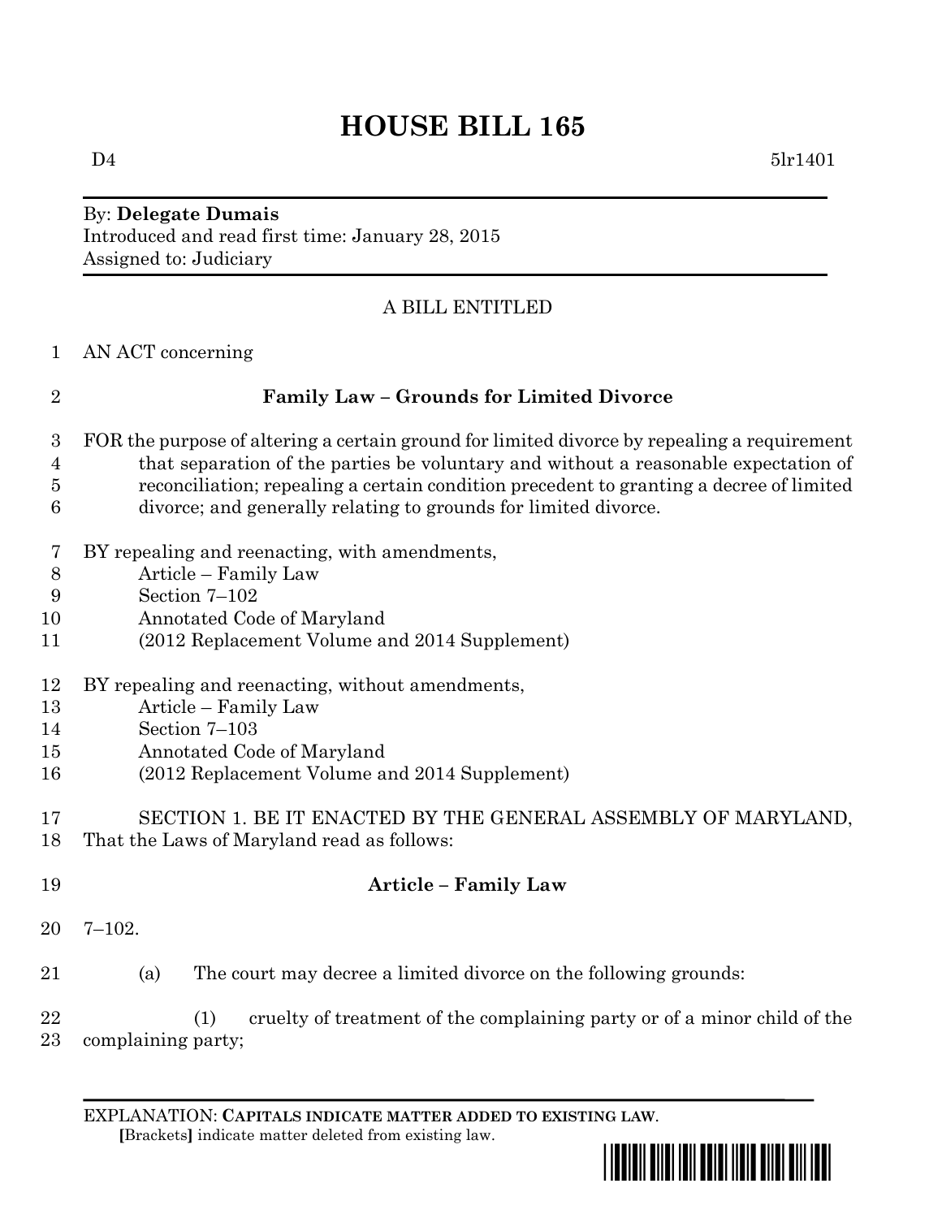# HOUSE BILL 165

D4 5lr1401

By: **Delegate Dumais**
Introduced and read first time: January 28, 2015
Assigned to: Judiciary

A BILL ENTITLED

1 AN ACT concerning

2 **Family Law – Grounds for Limited Divorce**

3 FOR the purpose of altering a certain ground for limited divorce by repealing a requirement
4 that separation of the parties be voluntary and without a reasonable expectation of
5 reconciliation; repealing a certain condition precedent to granting a decree of limited
6 divorce; and generally relating to grounds for limited divorce.

7 BY repealing and reenacting, with amendments,
8 Article – Family Law
9 Section 7–102
10 Annotated Code of Maryland
11 (2012 Replacement Volume and 2014 Supplement)

12 BY repealing and reenacting, without amendments,
13 Article – Family Law
14 Section 7–103
15 Annotated Code of Maryland
16 (2012 Replacement Volume and 2014 Supplement)

17 SECTION 1. BE IT ENACTED BY THE GENERAL ASSEMBLY OF MARYLAND,
18 That the Laws of Maryland read as follows:

19 **Article – Family Law**

20 7–102.

21 (a) The court may decree a limited divorce on the following grounds:

22 (1) cruelty of treatment of the complaining party or of a minor child of the
23 complaining party;

EXPLANATION: **CAPITALS INDICATE MATTER ADDED TO EXISTING LAW**.
**[**Brackets**]** indicate matter deleted from existing law.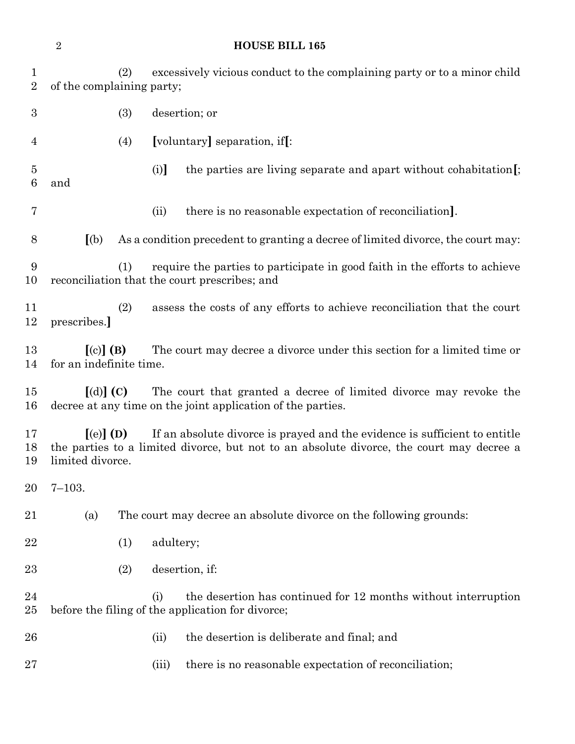(2) excessively vicious conduct to the complaining party or to a minor child of the complaining party;

(3) desertion; or

(4) **[**voluntary**]** separation, if**[**:

(i)**]** the parties are living separate and apart without cohabitation**[**; and

(ii) there is no reasonable expectation of reconciliation**]**.

**[**(b) As a condition precedent to granting a decree of limited divorce, the court may:

(1) require the parties to participate in good faith in the efforts to achieve reconciliation that the court prescribes; and

(2) assess the costs of any efforts to achieve reconciliation that the court prescribes.**]**

**[**(c)**] (B)** The court may decree a divorce under this section for a limited time or for an indefinite time.

**[**(d)**] (C)** The court that granted a decree of limited divorce may revoke the decree at any time on the joint application of the parties.

**[**(e)**] (D)** If an absolute divorce is prayed and the evidence is sufficient to entitle the parties to a limited divorce, but not to an absolute divorce, the court may decree a limited divorce.

7–103.

(a) The court may decree an absolute divorce on the following grounds:

(1) adultery;

(2) desertion, if:

(i) the desertion has continued for 12 months without interruption before the filing of the application for divorce;

(ii) the desertion is deliberate and final; and

(iii) there is no reasonable expectation of reconciliation;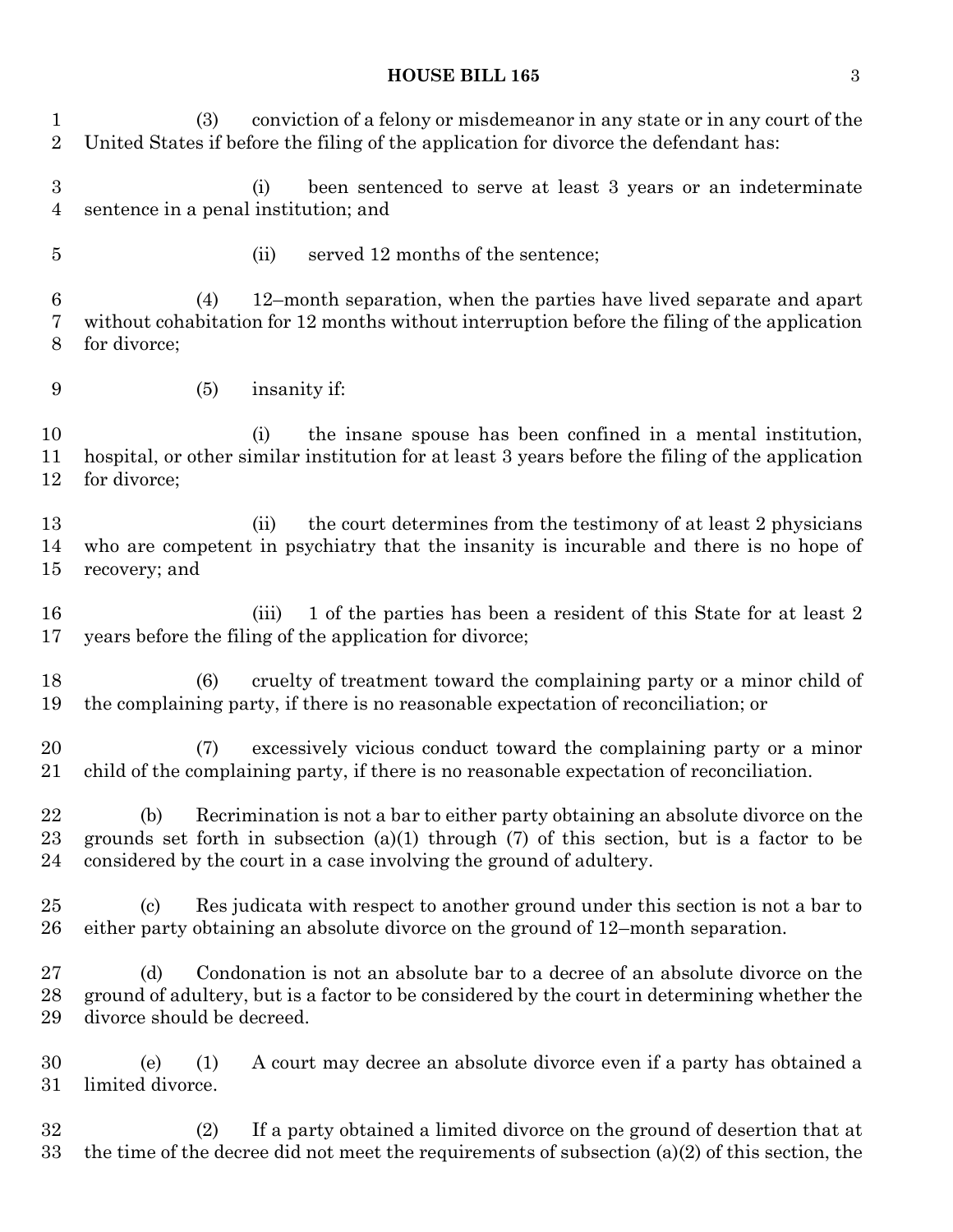(3) conviction of a felony or misdemeanor in any state or in any court of the United States if before the filing of the application for divorce the defendant has:

(i) been sentenced to serve at least 3 years or an indeterminate sentence in a penal institution; and

(ii) served 12 months of the sentence;

(4) 12–month separation, when the parties have lived separate and apart without cohabitation for 12 months without interruption before the filing of the application for divorce;

(5) insanity if:

(i) the insane spouse has been confined in a mental institution, hospital, or other similar institution for at least 3 years before the filing of the application for divorce;

(ii) the court determines from the testimony of at least 2 physicians who are competent in psychiatry that the insanity is incurable and there is no hope of recovery; and

(iii) 1 of the parties has been a resident of this State for at least 2 years before the filing of the application for divorce;

(6) cruelty of treatment toward the complaining party or a minor child of the complaining party, if there is no reasonable expectation of reconciliation; or

(7) excessively vicious conduct toward the complaining party or a minor child of the complaining party, if there is no reasonable expectation of reconciliation.

(b) Recrimination is not a bar to either party obtaining an absolute divorce on the grounds set forth in subsection (a)(1) through (7) of this section, but is a factor to be considered by the court in a case involving the ground of adultery.

(c) Res judicata with respect to another ground under this section is not a bar to either party obtaining an absolute divorce on the ground of 12–month separation.

(d) Condonation is not an absolute bar to a decree of an absolute divorce on the ground of adultery, but is a factor to be considered by the court in determining whether the divorce should be decreed.

(e) (1) A court may decree an absolute divorce even if a party has obtained a limited divorce.

(2) If a party obtained a limited divorce on the ground of desertion that at the time of the decree did not meet the requirements of subsection (a)(2) of this section, the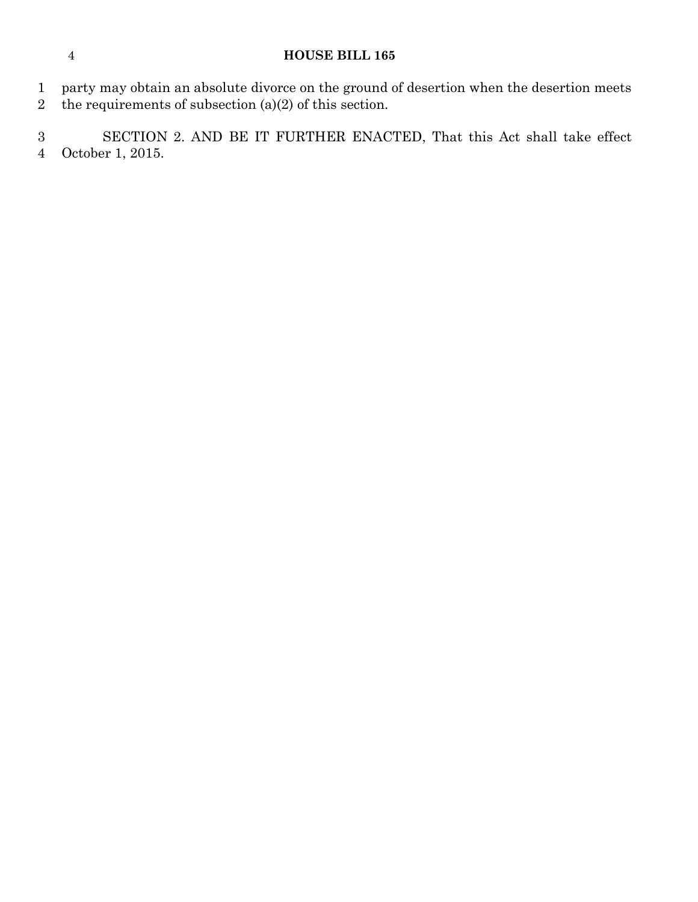party may obtain an absolute divorce on the ground of desertion when the desertion meets the requirements of subsection (a)(2) of this section.

SECTION 2. AND BE IT FURTHER ENACTED, That this Act shall take effect October 1, 2015.